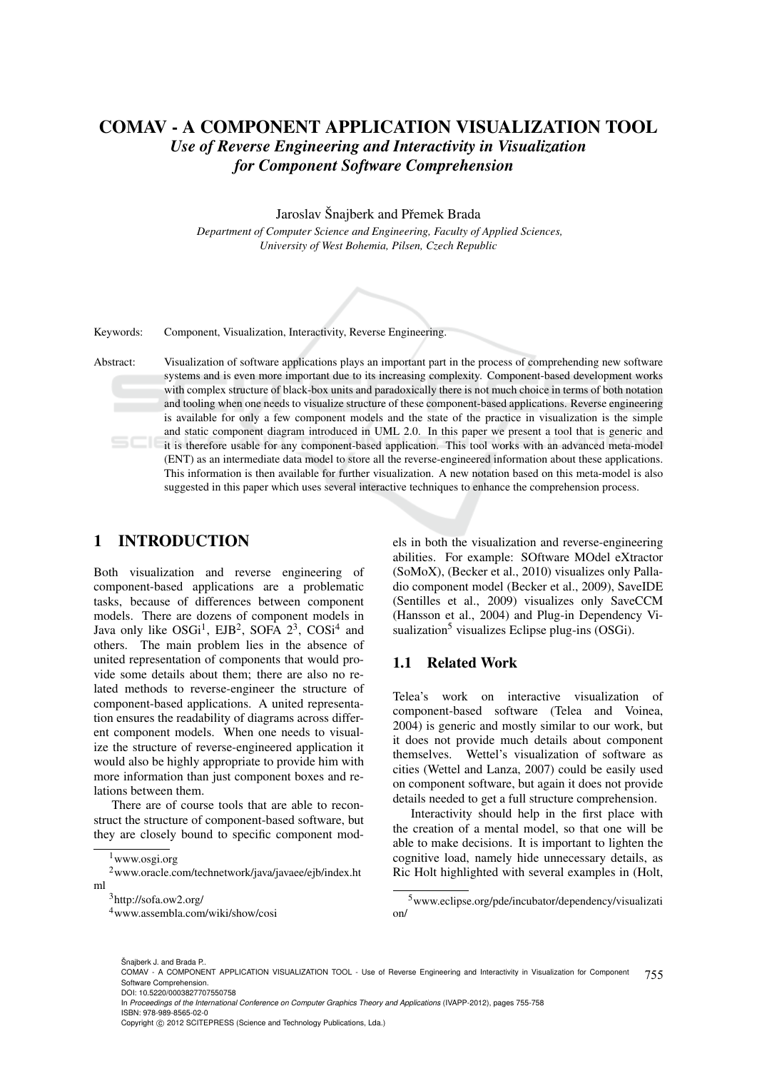# COMAV - A COMPONENT APPLICATION VISUALIZATION TOOL

## *Use of Reverse Engineering and Interactivity in Visualization for Component Software Comprehension*

Jaroslav Šnajberk and Přemek Brada

*Department of Computer Science and Engineering, Faculty of Applied Sciences, University of West Bohemia, Pilsen, Czech Republic*

Keywords: Component, Visualization, Interactivity, Reverse Engineering.

Abstract: Visualization of software applications plays an important part in the process of comprehending new software systems and is even more important due to its increasing complexity. Component-based development works with complex structure of black-box units and paradoxically there is not much choice in terms of both notation and tooling when one needs to visualize structure of these component-based applications. Reverse engineering is available for only a few component models and the state of the practice in visualization is the simple and static component diagram introduced in UML 2.0. In this paper we present a tool that is generic and it is therefore usable for any component-based application. This tool works with an advanced meta-model (ENT) as an intermediate data model to store all the reverse-engineered information about these applications. This information is then available for further visualization. A new notation based on this meta-model is also suggested in this paper which uses several interactive techniques to enhance the comprehension process.

## 1 INTRODUCTION

Both visualization and reverse engineering of component-based applications are a problematic tasks, because of differences between component models. There are dozens of component models in Java only like OSGi[1], EJB[2], SOFA 2[3], COSi[4] and others. The main problem lies in the absence of united representation of components that would provide some details about them; there are also no related methods to reverse-engineer the structure of component-based applications. A united representation ensures the readability of diagrams across different component models. When one needs to visualize the structure of reverse-engineered application it would also be highly appropriate to provide him with more information than just component boxes and relations between them.

There are of course tools that are able to reconstruct the structure of component-based software, but they are closely bound to specific component models in both the visualization and reverse-engineering abilities. For example: SOftware MOdel eXtractor (SoMoX), (Becker et al., 2010) visualizes only Palladio component model (Becker et al., 2009), SaveIDE (Sentilles et al., 2009) visualizes only SaveCCM (Hansson et al., 2004) and Plug-in Dependency Visualization[5] visualizes Eclipse plug-ins (OSGi).

[1] www.osgi.org

[2] www.oracle.com/technetwork/java/javaee/ejb/index.html

[3] http://sofa.ow2.org/

[4] www.assembla.com/wiki/show/cosi

### 1.1 Related Work

Telea's work on interactive visualization of component-based software (Telea and Voinea, 2004) is generic and mostly similar to our work, but it does not provide much details about component themselves. Wettel's visualization of software as cities (Wettel and Lanza, 2007) could be easily used on component software, but again it does not provide details needed to get a full structure comprehension.

Interactivity should help in the first place with the creation of a mental model, so that one will be able to make decisions. It is important to lighten the cognitive load, namely hide unnecessary details, as Ric Holt highlighted with several examples in (Holt,

[5] www.eclipse.org/pde/incubator/dependency/visualization/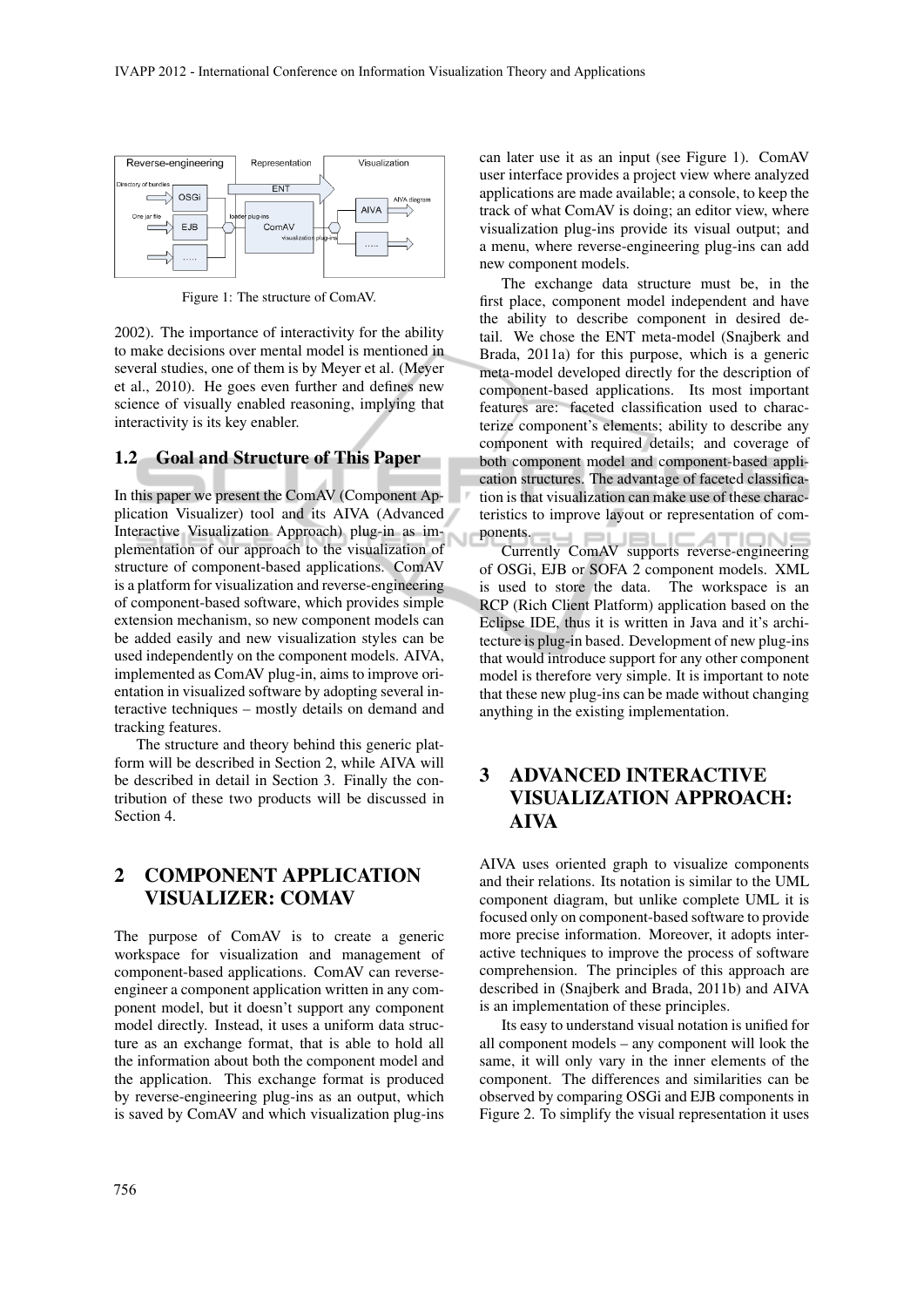Figure 1: The structure of ComAV.

2002). The importance of interactivity for the ability to make decisions over mental model is mentioned in several studies, one of them is by Meyer et al. (Meyer et al., 2010). He goes even further and defines new science of visually enabled reasoning, implying that interactivity is its key enabler.

### 1.2 Goal and Structure of This Paper

In this paper we present the ComAV (Component Application Visualizer) tool and its AIVA (Advanced Interactive Visualization Approach) plug-in as implementation of our approach to the visualization of structure of component-based applications. ComAV is a platform for visualization and reverse-engineering of component-based software, which provides simple extension mechanism, so new component models can be added easily and new visualization styles can be used independently on the component models. AIVA, implemented as ComAV plug-in, aims to improve orientation in visualized software by adopting several interactive techniques – mostly details on demand and tracking features.

The structure and theory behind this generic platform will be described in Section 2, while AIVA will be described in detail in Section 3. Finally the contribution of these two products will be discussed in Section 4.

## 2 COMPONENT APPLICATION VISUALIZER: COMAV

The purpose of ComAV is to create a generic workspace for visualization and management of component-based applications. ComAV can reverse-engineer a component application written in any component model, but it doesn't support any component model directly. Instead, it uses a uniform data structure as an exchange format, that is able to hold all the information about both the component model and the application. This exchange format is produced by reverse-engineering plug-ins as an output, which is saved by ComAV and which visualization plug-ins can later use it as an input (see Figure 1). ComAV user interface provides a project view where analyzed applications are made available; a console, to keep the track of what ComAV is doing; an editor view, where visualization plug-ins provide its visual output; and a menu, where reverse-engineering plug-ins can add new component models.

The exchange data structure must be, in the first place, component model independent and have the ability to describe component in desired detail. We chose the ENT meta-model (Snajberk and Brada, 2011a) for this purpose, which is a generic meta-model developed directly for the description of component-based applications. Its most important features are: faceted classification used to characterize component's elements; ability to describe any component with required details; and coverage of both component model and component-based application structures. The advantage of faceted classification is that visualization can make use of these characteristics to improve layout or representation of components.

Currently ComAV supports reverse-engineering of OSGi, EJB or SOFA 2 component models. XML is used to store the data. The workspace is an RCP (Rich Client Platform) application based on the Eclipse IDE, thus it is written in Java and it's architecture is plug-in based. Development of new plug-ins that would introduce support for any other component model is therefore very simple. It is important to note that these new plug-ins can be made without changing anything in the existing implementation.

## 3 ADVANCED INTERACTIVE VISUALIZATION APPROACH: AIVA

AIVA uses oriented graph to visualize components and their relations. Its notation is similar to the UML component diagram, but unlike complete UML it is focused only on component-based software to provide more precise information. Moreover, it adopts interactive techniques to improve the process of software comprehension. The principles of this approach are described in (Snajberk and Brada, 2011b) and AIVA is an implementation of these principles.

Its easy to understand visual notation is unified for all component models – any component will look the same, it will only vary in the inner elements of the component. The differences and similarities can be observed by comparing OSGi and EJB components in Figure 2. To simplify the visual representation it uses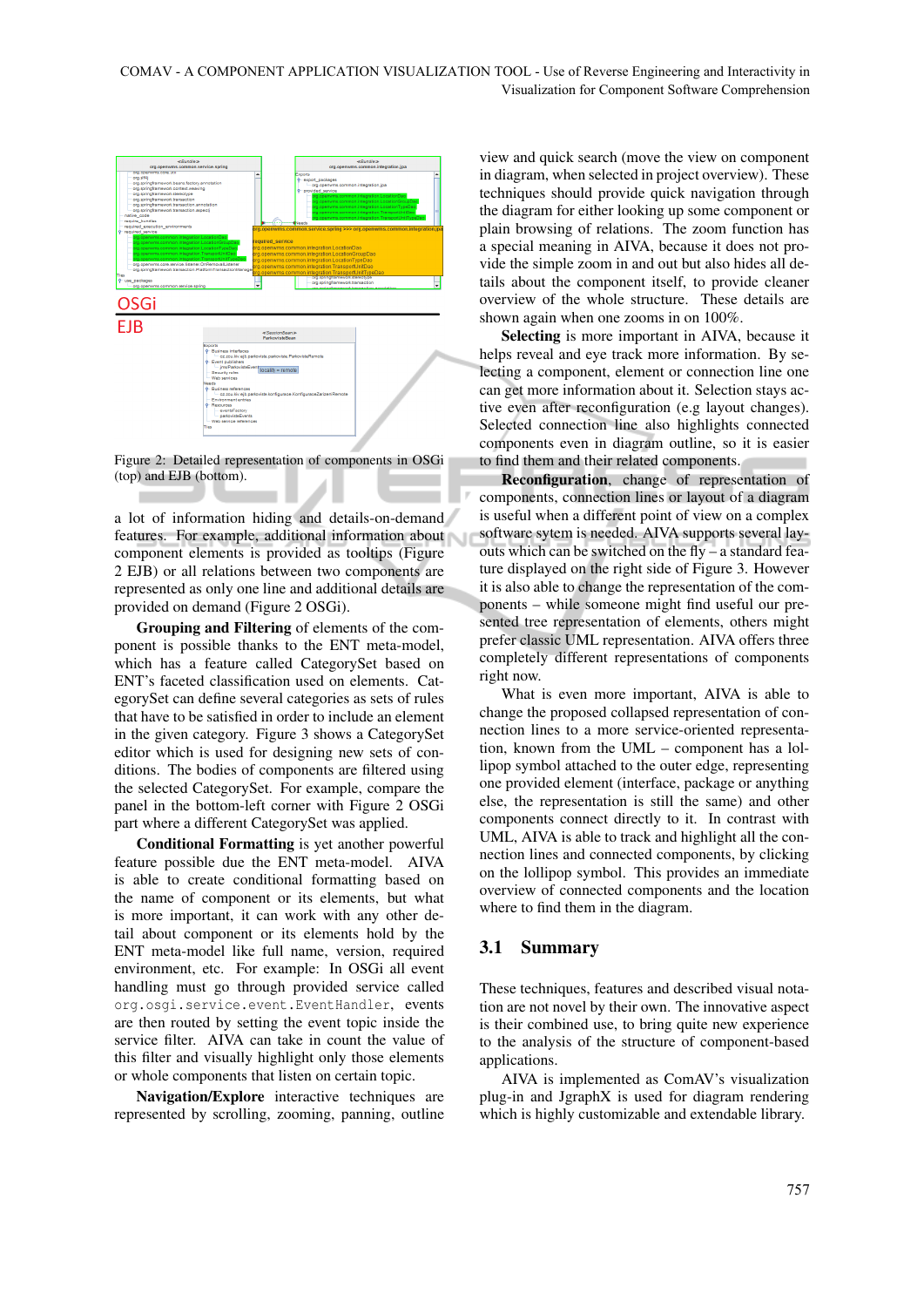Figure 2: Detailed representation of components in OSGi (top) and EJB (bottom).

a lot of information hiding and details-on-demand features. For example, additional information about component elements is provided as tooltips (Figure 2 EJB) or all relations between two components are represented as only one line and additional details are provided on demand (Figure 2 OSGi).

**Grouping and Filtering** of elements of the component is possible thanks to the ENT meta-model, which has a feature called CategorySet based on ENT's faceted classification used on elements. CategorySet can define several categories as sets of rules that have to be satisfied in order to include an element in the given category. Figure 3 shows a CategorySet editor which is used for designing new sets of conditions. The bodies of components are filtered using the selected CategorySet. For example, compare the panel in the bottom-left corner with Figure 2 OSGi part where a different CategorySet was applied.

**Conditional Formatting** is yet another powerful feature possible due the ENT meta-model. AIVA is able to create conditional formatting based on the name of component or its elements, but what is more important, it can work with any other detail about component or its elements hold by the ENT meta-model like full name, version, required environment, etc. For example: In OSGi all event handling must go through provided service called `org.osgi.service.event.EventHandler`, events are then routed by setting the event topic inside the service filter. AIVA can take in count the value of this filter and visually highlight only those elements or whole components that listen on certain topic.

**Navigation/Explore** interactive techniques are represented by scrolling, zooming, panning, outline view and quick search (move the view on component in diagram, when selected in project overview). These techniques should provide quick navigation through the diagram for either looking up some component or plain browsing of relations. The zoom function has a special meaning in AIVA, because it does not provide the simple zoom in and out but also hides all details about the component itself, to provide cleaner overview of the whole structure. These details are shown again when one zooms in on 100%.

**Selecting** is more important in AIVA, because it helps reveal and eye track more information. By selecting a component, element or connection line one can get more information about it. Selection stays active even after reconfiguration (e.g layout changes). Selected connection line also highlights connected components even in diagram outline, so it is easier to find them and their related components.

**Reconfiguration**, change of representation of components, connection lines or layout of a diagram is useful when a different point of view on a complex software sytem is needed. AIVA supports several layouts which can be switched on the fly – a standard feature displayed on the right side of Figure 3. However it is also able to change the representation of the components – while someone might find useful our presented tree representation of elements, others might prefer classic UML representation. AIVA offers three completely different representations of components right now.

What is even more important, AIVA is able to change the proposed collapsed representation of connection lines to a more service-oriented representation, known from the UML – component has a lollipop symbol attached to the outer edge, representing one provided element (interface, package or anything else, the representation is still the same) and other components connect directly to it. In contrast with UML, AIVA is able to track and highlight all the connection lines and connected components, by clicking on the lollipop symbol. This provides an immediate overview of connected components and the location where to find them in the diagram.

## 3.1 Summary

These techniques, features and described visual notation are not novel by their own. The innovative aspect is their combined use, to bring quite new experience to the analysis of the structure of component-based applications.

AIVA is implemented as ComAV's visualization plug-in and JgraphX is used for diagram rendering which is highly customizable and extendable library.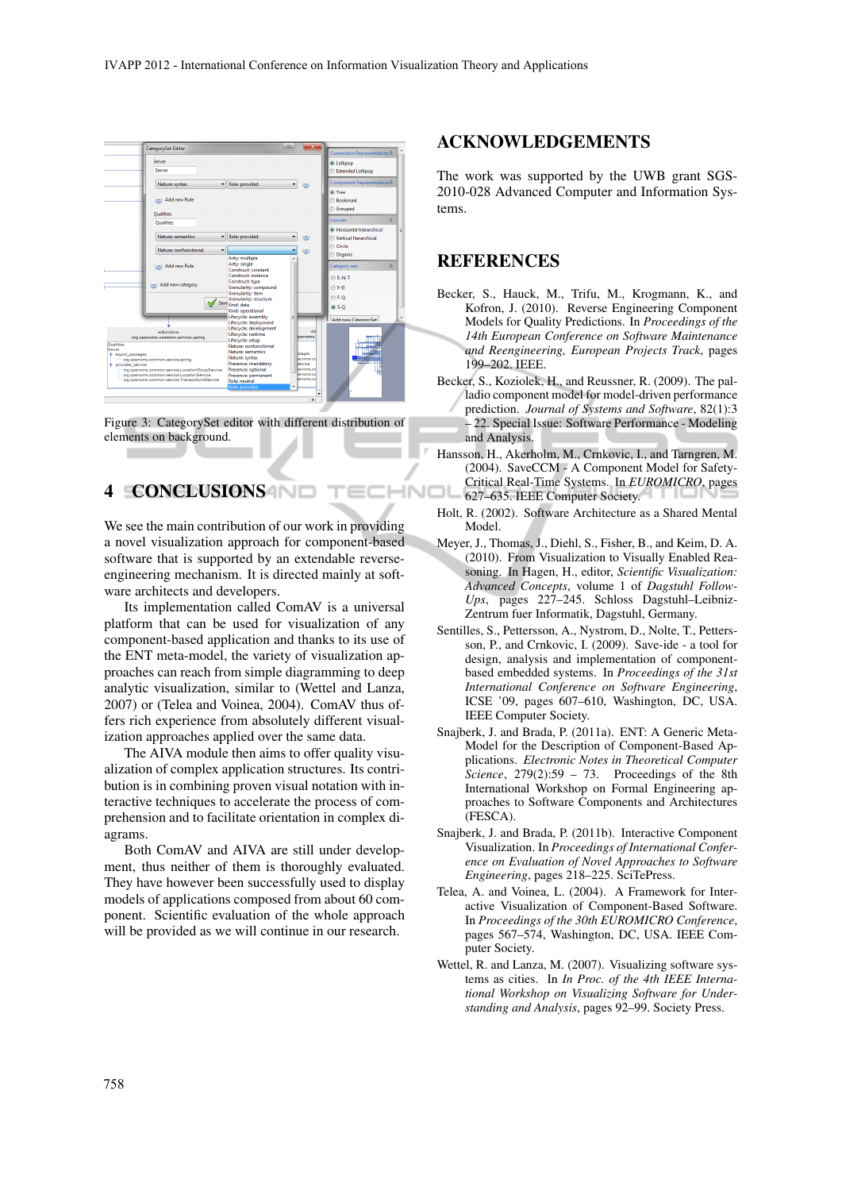Figure 3: CategorySet editor with different distribution of elements on background.

## 4 CONCLUSIONS

We see the main contribution of our work in providing a novel visualization approach for component-based software that is supported by an extendable reverse-engineering mechanism. It is directed mainly at software architects and developers.

Its implementation called ComAV is a universal platform that can be used for visualization of any component-based application and thanks to its use of the ENT meta-model, the variety of visualization approaches can reach from simple diagramming to deep analytic visualization, similar to (Wettel and Lanza, 2007) or (Telea and Voinea, 2004). ComAV thus offers rich experience from absolutely different visualization approaches applied over the same data.

The AIVA module then aims to offer quality visualization of complex application structures. Its contribution is in combining proven visual notation with interactive techniques to accelerate the process of comprehension and to facilitate orientation in complex diagrams.

Both ComAV and AIVA are still under development, thus neither of them is thoroughly evaluated. They have however been successfully used to display models of applications composed from about 60 component. Scientific evaluation of the whole approach will be provided as we will continue in our research.

## ACKNOWLEDGEMENTS

The work was supported by the UWB grant SGS-2010-028 Advanced Computer and Information Systems.

## REFERENCES

Becker, S., Hauck, M., Trifu, M., Krogmann, K., and Kofron, J. (2010). Reverse Engineering Component Models for Quality Predictions. In *Proceedings of the 14th European Conference on Software Maintenance and Reengineering, European Projects Track*, pages 199–202. IEEE.

Becker, S., Koziolek, H., and Reussner, R. (2009). The palladio component model for model-driven performance prediction. *Journal of Systems and Software*, 82(1):3 – 22. Special Issue: Software Performance - Modeling and Analysis.

Hansson, H., Akerholm, M., Crnkovic, I., and Tarngren, M. (2004). SaveCCM - A Component Model for Safety-Critical Real-Time Systems. In *EUROMICRO*, pages 627–635. IEEE Computer Society.

Holt, R. (2002). Software Architecture as a Shared Mental Model.

Meyer, J., Thomas, J., Diehl, S., Fisher, B., and Keim, D. A. (2010). From Visualization to Visually Enabled Reasoning. In Hagen, H., editor, *Scientific Visualization: Advanced Concepts*, volume 1 of *Dagstuhl Follow-Ups*, pages 227–245. Schloss Dagstuhl–Leibniz-Zentrum fuer Informatik, Dagstuhl, Germany.

Sentilles, S., Pettersson, A., Nystrom, D., Nolte, T., Pettersson, P., and Crnkovic, I. (2009). Save-ide - a tool for design, analysis and implementation of component-based embedded systems. In *Proceedings of the 31st International Conference on Software Engineering*, ICSE '09, pages 607–610, Washington, DC, USA. IEEE Computer Society.

Snajberk, J. and Brada, P. (2011a). ENT: A Generic Meta-Model for the Description of Component-Based Applications. *Electronic Notes in Theoretical Computer Science*, 279(2):59 – 73. Proceedings of the 8th International Workshop on Formal Engineering approaches to Software Components and Architectures (FESCA).

Snajberk, J. and Brada, P. (2011b). Interactive Component Visualization. In *Proceedings of International Conference on Evaluation of Novel Approaches to Software Engineering*, pages 218–225. SciTePress.

Telea, A. and Voinea, L. (2004). A Framework for Interactive Visualization of Component-Based Software. In *Proceedings of the 30th EUROMICRO Conference*, pages 567–574, Washington, DC, USA. IEEE Computer Society.

Wettel, R. and Lanza, M. (2007). Visualizing software systems as cities. In *In Proc. of the 4th IEEE International Workshop on Visualizing Software for Understanding and Analysis*, pages 92–99. Society Press.